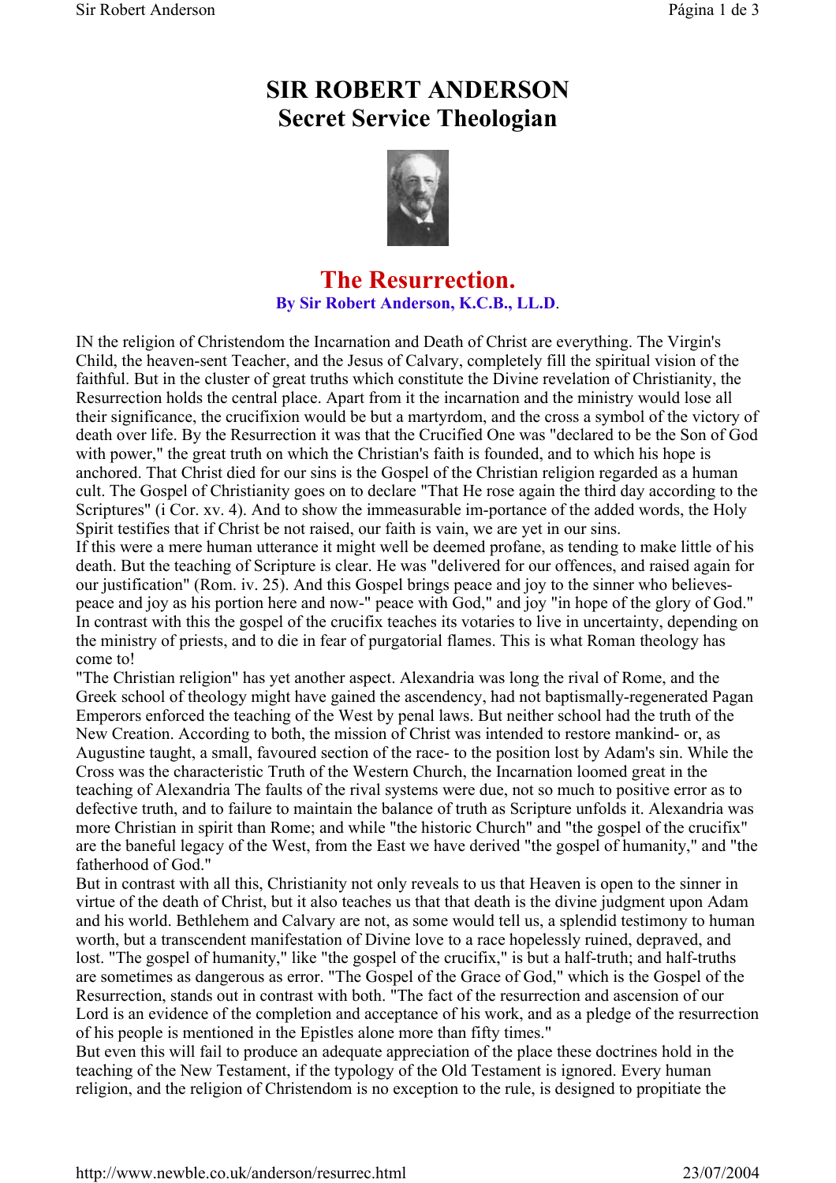# SIR ROBERT ANDERSON
# Secret Service Theologian

## The Resurrection.

**By Sir Robert Anderson, K.C.B., LL.D.**

IN the religion of Christendom the Incarnation and Death of Christ are everything. The Virgin's Child, the heaven-sent Teacher, and the Jesus of Calvary, completely fill the spiritual vision of the faithful. But in the cluster of great truths which constitute the Divine revelation of Christianity, the Resurrection holds the central place. Apart from it the incarnation and the ministry would lose all their significance, the crucifixion would be but a martyrdom, and the cross a symbol of the victory of death over life. By the Resurrection it was that the Crucified One was "declared to be the Son of God with power," the great truth on which the Christian's faith is founded, and to which his hope is anchored. That Christ died for our sins is the Gospel of the Christian religion regarded as a human cult. The Gospel of Christianity goes on to declare "That He rose again the third day according to the Scriptures" (i Cor. xv. 4). And to show the immeasurable im-portance of the added words, the Holy Spirit testifies that if Christ be not raised, our faith is vain, we are yet in our sins.

If this were a mere human utterance it might well be deemed profane, as tending to make little of his death. But the teaching of Scripture is clear. He was "delivered for our offences, and raised again for our justification" (Rom. iv. 25). And this Gospel brings peace and joy to the sinner who believes- peace and joy as his portion here and now-" peace with God," and joy "in hope of the glory of God." In contrast with this the gospel of the crucifix teaches its votaries to live in uncertainty, depending on the ministry of priests, and to die in fear of purgatorial flames. This is what Roman theology has come to!

"The Christian religion" has yet another aspect. Alexandria was long the rival of Rome, and the Greek school of theology might have gained the ascendency, had not baptismally-regenerated Pagan Emperors enforced the teaching of the West by penal laws. But neither school had the truth of the New Creation. According to both, the mission of Christ was intended to restore mankind- or, as Augustine taught, a small, favoured section of the race- to the position lost by Adam's sin. While the Cross was the characteristic Truth of the Western Church, the Incarnation loomed great in the teaching of Alexandria The faults of the rival systems were due, not so much to positive error as to defective truth, and to failure to maintain the balance of truth as Scripture unfolds it. Alexandria was more Christian in spirit than Rome; and while "the historic Church" and "the gospel of the crucifix" are the baneful legacy of the West, from the East we have derived "the gospel of humanity," and "the fatherhood of God."

But in contrast with all this, Christianity not only reveals to us that Heaven is open to the sinner in virtue of the death of Christ, but it also teaches us that that death is the divine judgment upon Adam and his world. Bethlehem and Calvary are not, as some would tell us, a splendid testimony to human worth, but a transcendent manifestation of Divine love to a race hopelessly ruined, depraved, and lost. "The gospel of humanity," like "the gospel of the crucifix," is but a half-truth; and half-truths are sometimes as dangerous as error. "The Gospel of the Grace of God," which is the Gospel of the Resurrection, stands out in contrast with both. "The fact of the resurrection and ascension of our Lord is an evidence of the completion and acceptance of his work, and as a pledge of the resurrection of his people is mentioned in the Epistles alone more than fifty times."

But even this will fail to produce an adequate appreciation of the place these doctrines hold in the teaching of the New Testament, if the typology of the Old Testament is ignored. Every human religion, and the religion of Christendom is no exception to the rule, is designed to propitiate the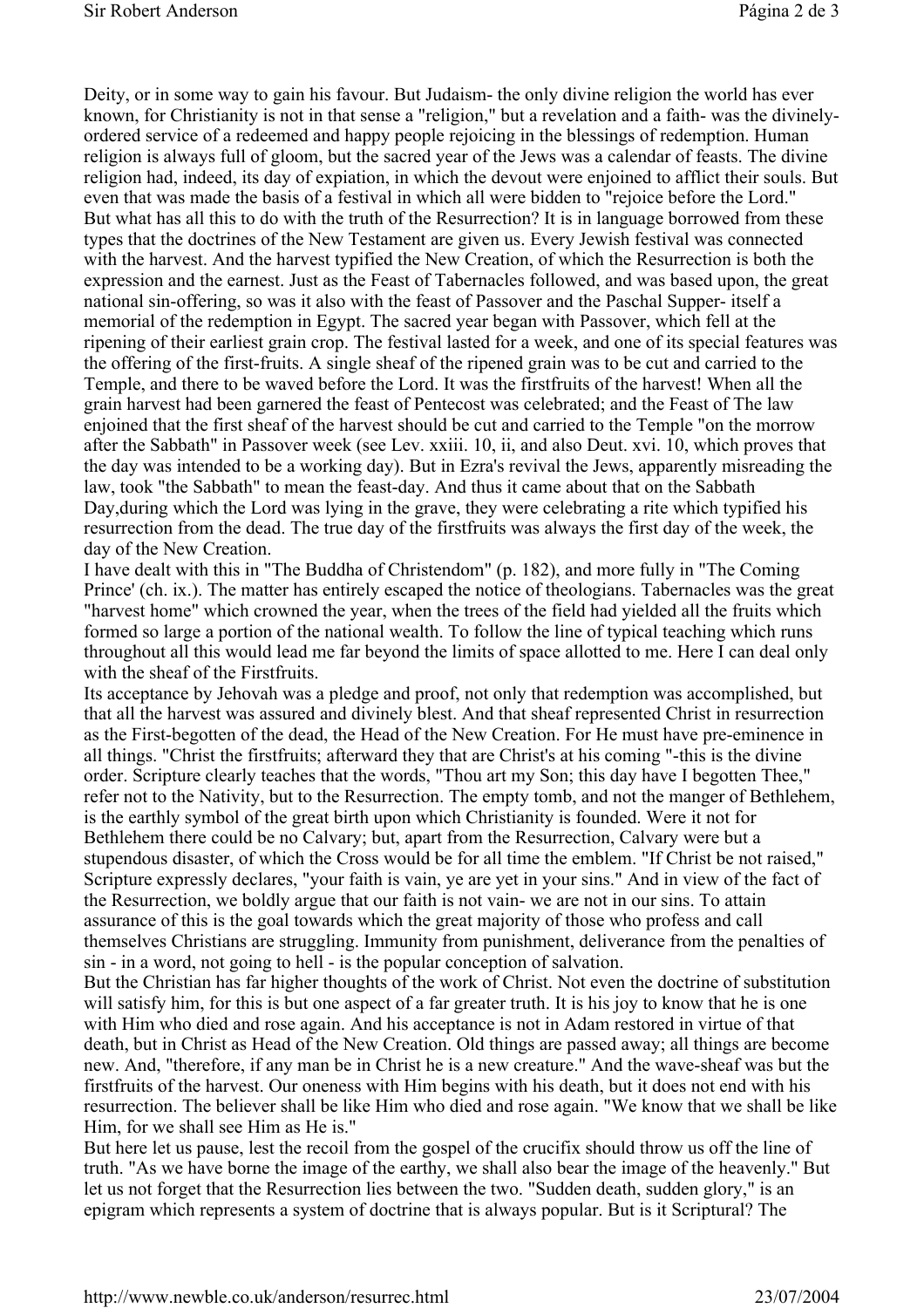Deity, or in some way to gain his favour. But Judaism- the only divine religion the world has ever known, for Christianity is not in that sense a "religion," but a revelation and a faith- was the divinely-ordered service of a redeemed and happy people rejoicing in the blessings of redemption. Human religion is always full of gloom, but the sacred year of the Jews was a calendar of feasts. The divine religion had, indeed, its day of expiation, in which the devout were enjoined to afflict their souls. But even that was made the basis of a festival in which all were bidden to "rejoice before the Lord."

But what has all this to do with the truth of the Resurrection? It is in language borrowed from these types that the doctrines of the New Testament are given us. Every Jewish festival was connected with the harvest. And the harvest typified the New Creation, of which the Resurrection is both the expression and the earnest. Just as the Feast of Tabernacles followed, and was based upon, the great national sin-offering, so was it also with the feast of Passover and the Paschal Supper- itself a memorial of the redemption in Egypt. The sacred year began with Passover, which fell at the ripening of their earliest grain crop. The festival lasted for a week, and one of its special features was the offering of the first-fruits. A single sheaf of the ripened grain was to be cut and carried to the Temple, and there to be waved before the Lord. It was the firstfruits of the harvest! When all the grain harvest had been garnered the feast of Pentecost was celebrated; and the Feast of The law enjoined that the first sheaf of the harvest should be cut and carried to the Temple "on the morrow after the Sabbath" in Passover week (see Lev. xxiii. 10, ii, and also Deut. xvi. 10, which proves that the day was intended to be a working day). But in Ezra's revival the Jews, apparently misreading the law, took "the Sabbath" to mean the feast-day. And thus it came about that on the Sabbath Day,during which the Lord was lying in the grave, they were celebrating a rite which typified his resurrection from the dead. The true day of the firstfruits was always the first day of the week, the day of the New Creation.

I have dealt with this in "The Buddha of Christendom" (p. 182), and more fully in "The Coming Prince' (ch. ix.). The matter has entirely escaped the notice of theologians. Tabernacles was the great "harvest home" which crowned the year, when the trees of the field had yielded all the fruits which formed so large a portion of the national wealth. To follow the line of typical teaching which runs throughout all this would lead me far beyond the limits of space allotted to me. Here I can deal only with the sheaf of the Firstfruits.

Its acceptance by Jehovah was a pledge and proof, not only that redemption was accomplished, but that all the harvest was assured and divinely blest. And that sheaf represented Christ in resurrection as the First-begotten of the dead, the Head of the New Creation. For He must have pre-eminence in all things. "Christ the firstfruits; afterward they that are Christ's at his coming "-this is the divine order. Scripture clearly teaches that the words, "Thou art my Son; this day have I begotten Thee," refer not to the Nativity, but to the Resurrection. The empty tomb, and not the manger of Bethlehem, is the earthly symbol of the great birth upon which Christianity is founded. Were it not for Bethlehem there could be no Calvary; but, apart from the Resurrection, Calvary were but a stupendous disaster, of which the Cross would be for all time the emblem. "If Christ be not raised," Scripture expressly declares, "your faith is vain, ye are yet in your sins." And in view of the fact of the Resurrection, we boldly argue that our faith is not vain- we are not in our sins. To attain assurance of this is the goal towards which the great majority of those who profess and call themselves Christians are struggling. Immunity from punishment, deliverance from the penalties of sin - in a word, not going to hell - is the popular conception of salvation.

But the Christian has far higher thoughts of the work of Christ. Not even the doctrine of substitution will satisfy him, for this is but one aspect of a far greater truth. It is his joy to know that he is one with Him who died and rose again. And his acceptance is not in Adam restored in virtue of that death, but in Christ as Head of the New Creation. Old things are passed away; all things are become new. And, "therefore, if any man be in Christ he is a new creature." And the wave-sheaf was but the firstfruits of the harvest. Our oneness with Him begins with his death, but it does not end with his resurrection. The believer shall be like Him who died and rose again. "We know that we shall be like Him, for we shall see Him as He is."

But here let us pause, lest the recoil from the gospel of the crucifix should throw us off the line of truth. "As we have borne the image of the earthy, we shall also bear the image of the heavenly." But let us not forget that the Resurrection lies between the two. "Sudden death, sudden glory," is an epigram which represents a system of doctrine that is always popular. But is it Scriptural? The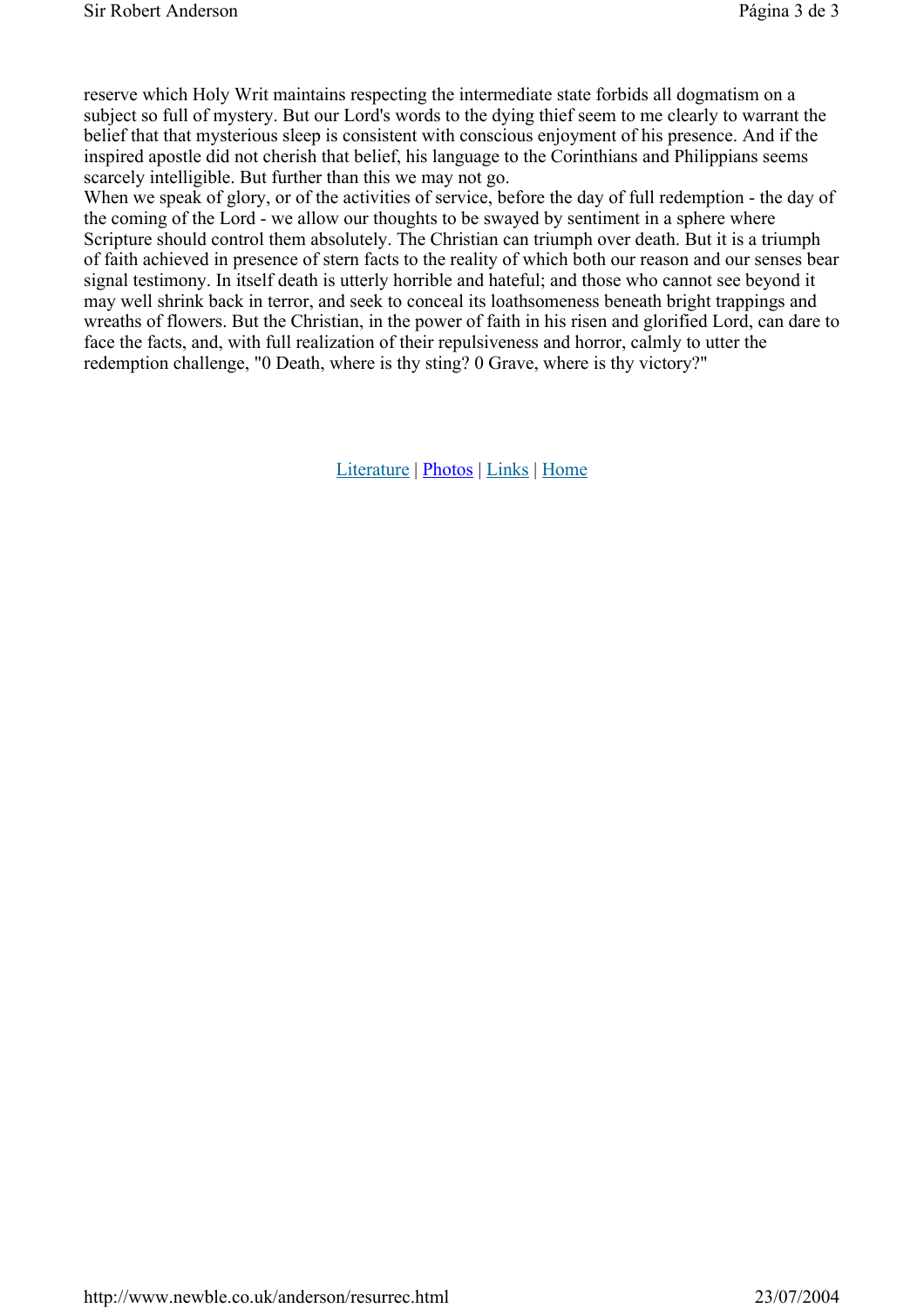reserve which Holy Writ maintains respecting the intermediate state forbids all dogmatism on a subject so full of mystery. But our Lord's words to the dying thief seem to me clearly to warrant the belief that that mysterious sleep is consistent with conscious enjoyment of his presence. And if the inspired apostle did not cherish that belief, his language to the Corinthians and Philippians seems scarcely intelligible. But further than this we may not go.

When we speak of glory, or of the activities of service, before the day of full redemption - the day of the coming of the Lord - we allow our thoughts to be swayed by sentiment in a sphere where Scripture should control them absolutely. The Christian can triumph over death. But it is a triumph of faith achieved in presence of stern facts to the reality of which both our reason and our senses bear signal testimony. In itself death is utterly horrible and hateful; and those who cannot see beyond it may well shrink back in terror, and seek to conceal its loathsomeness beneath bright trappings and wreaths of flowers. But the Christian, in the power of faith in his risen and glorified Lord, can dare to face the facts, and, with full realization of their repulsiveness and horror, calmly to utter the redemption challenge, "0 Death, where is thy sting? 0 Grave, where is thy victory?"

Literature | Photos | Links | Home